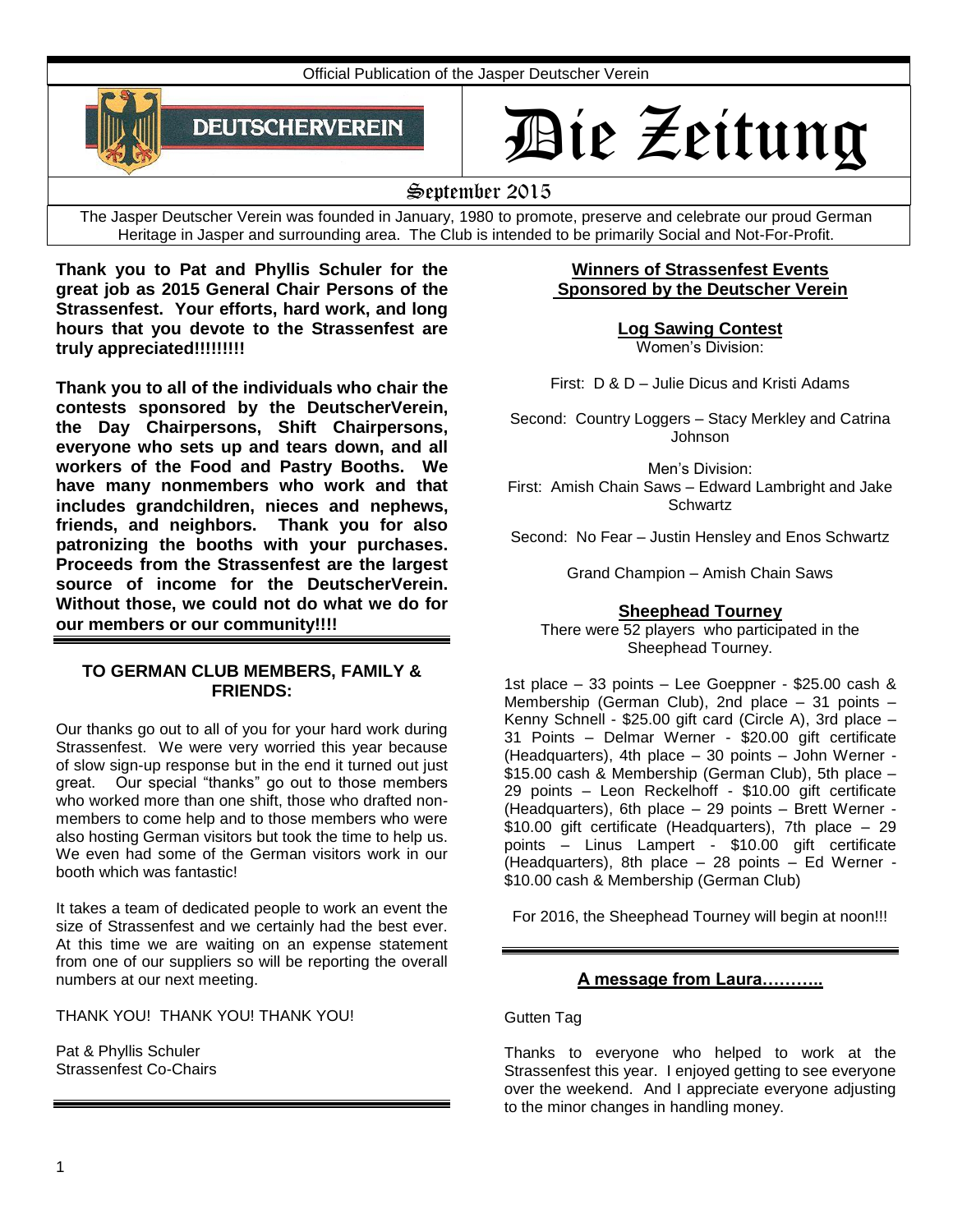Official Publication of the Jasper Deutscher Verein

DEUTSCHERVEREIN

# Die Zeitung

September 2015

The Jasper Deutscher Verein was founded in January, 1980 to promote, preserve and celebrate our proud German Heritage in Jasper and surrounding area. The Club is intended to be primarily Social and Not-For-Profit.

**Thank you to Pat and Phyllis Schuler for the great job as 2015 General Chair Persons of the Strassenfest. Your efforts, hard work, and long hours that you devote to the Strassenfest are truly appreciated!!!!!!!!!**

**Thank you to all of the individuals who chair the contests sponsored by the DeutscherVerein, the Day Chairpersons, Shift Chairpersons, everyone who sets up and tears down, and all workers of the Food and Pastry Booths. We have many nonmembers who work and that includes grandchildren, nieces and nephews, friends, and neighbors. Thank you for also patronizing the booths with your purchases. Proceeds from the Strassenfest are the largest source of income for the DeutscherVerein. Without those, we could not do what we do for our members or our community!!!!**

## TO GERMAN CLUB MEMBERS, FAMILY & FRIENDS:

Our thanks go out to all of you for your hard work during Strassenfest. We were very worried this year because of slow sign-up response but in the end it turned out just great. Our special "thanks" go out to those members who worked more than one shift, those who drafted non-members to come help and to those members who were also hosting German visitors but took the time to help us. We even had some of the German visitors work in our booth which was fantastic!

It takes a team of dedicated people to work an event the size of Strassenfest and we certainly had the best ever. At this time we are waiting on an expense statement from one of our suppliers so will be reporting the overall numbers at our next meeting.

THANK YOU! THANK YOU! THANK YOU!

Pat & Phyllis Schuler
Strassenfest Co-Chairs

## Winners of Strassenfest Events Sponsored by the Deutscher Verein

### Log Sawing Contest

Women's Division:

First: D & D – Julie Dicus and Kristi Adams

Second: Country Loggers – Stacy Merkley and Catrina Johnson

Men's Division:
First: Amish Chain Saws – Edward Lambright and Jake Schwartz

Second: No Fear – Justin Hensley and Enos Schwartz

Grand Champion – Amish Chain Saws

### Sheephead Tourney

There were 52 players who participated in the Sheephead Tourney.

1st place – 33 points – Lee Goeppner - $25.00 cash & Membership (German Club), 2nd place – 31 points – Kenny Schnell - $25.00 gift card (Circle A), 3rd place – 31 Points – Delmar Werner - $20.00 gift certificate (Headquarters), 4th place – 30 points – John Werner - $15.00 cash & Membership (German Club), 5th place – 29 points – Leon Reckelhoff - $10.00 gift certificate (Headquarters), 6th place – 29 points – Brett Werner - $10.00 gift certificate (Headquarters), 7th place – 29 points – Linus Lampert - $10.00 gift certificate (Headquarters), 8th place – 28 points – Ed Werner - $10.00 cash & Membership (German Club)

For 2016, the Sheephead Tourney will begin at noon!!!

## A message from Laura………..

Gutten Tag

Thanks to everyone who helped to work at the Strassenfest this year. I enjoyed getting to see everyone over the weekend. And I appreciate everyone adjusting to the minor changes in handling money.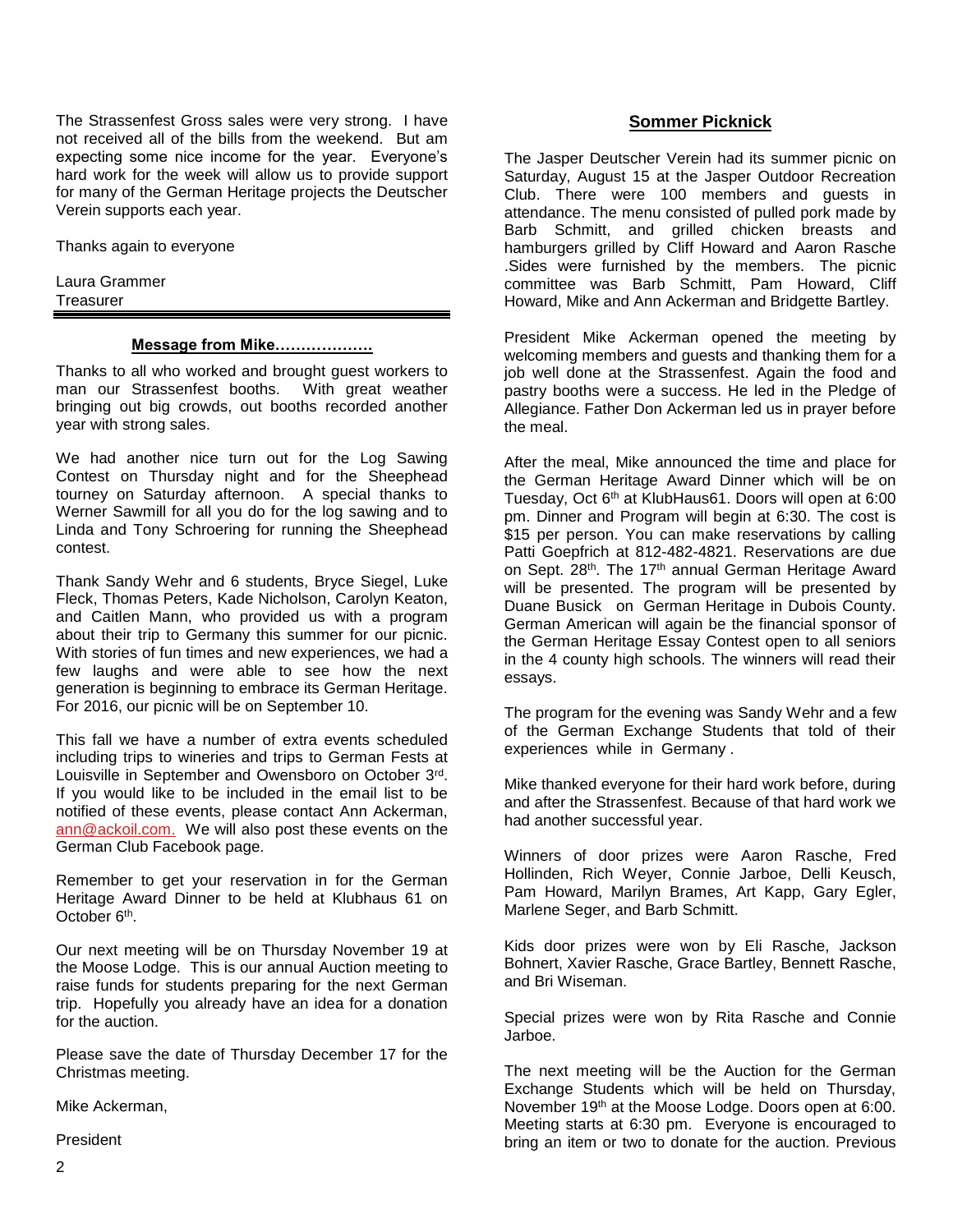The Strassenfest Gross sales were very strong. I have not received all of the bills from the weekend. But am expecting some nice income for the year. Everyone's hard work for the week will allow us to provide support for many of the German Heritage projects the Deutscher Verein supports each year.

Thanks again to everyone

Laura Grammer
Treasurer

---

### Message from Mike……………….

Thanks to all who worked and brought guest workers to man our Strassenfest booths. With great weather bringing out big crowds, out booths recorded another year with strong sales.

We had another nice turn out for the Log Sawing Contest on Thursday night and for the Sheephead tourney on Saturday afternoon. A special thanks to Werner Sawmill for all you do for the log sawing and to Linda and Tony Schroering for running the Sheephead contest.

Thank Sandy Wehr and 6 students, Bryce Siegel, Luke Fleck, Thomas Peters, Kade Nicholson, Carolyn Keaton, and Caitlen Mann, who provided us with a program about their trip to Germany this summer for our picnic. With stories of fun times and new experiences, we had a few laughs and were able to see how the next generation is beginning to embrace its German Heritage. For 2016, our picnic will be on September 10.

This fall we have a number of extra events scheduled including trips to wineries and trips to German Fests at Louisville in September and Owensboro on October 3rd. If you would like to be included in the email list to be notified of these events, please contact Ann Ackerman, ann@ackoil.com. We will also post these events on the German Club Facebook page.

Remember to get your reservation in for the German Heritage Award Dinner to be held at Klubhaus 61 on October 6th.

Our next meeting will be on Thursday November 19 at the Moose Lodge. This is our annual Auction meeting to raise funds for students preparing for the next German trip. Hopefully you already have an idea for a donation for the auction.

Please save the date of Thursday December 17 for the Christmas meeting.

Mike Ackerman,

President

## Sommer Picknick

The Jasper Deutscher Verein had its summer picnic on Saturday, August 15 at the Jasper Outdoor Recreation Club. There were 100 members and guests in attendance. The menu consisted of pulled pork made by Barb Schmitt, and grilled chicken breasts and hamburgers grilled by Cliff Howard and Aaron Rasche .Sides were furnished by the members. The picnic committee was Barb Schmitt, Pam Howard, Cliff Howard, Mike and Ann Ackerman and Bridgette Bartley.

President Mike Ackerman opened the meeting by welcoming members and guests and thanking them for a job well done at the Strassenfest. Again the food and pastry booths were a success. He led in the Pledge of Allegiance. Father Don Ackerman led us in prayer before the meal.

After the meal, Mike announced the time and place for the German Heritage Award Dinner which will be on Tuesday, Oct 6th at KlubHaus61. Doors will open at 6:00 pm. Dinner and Program will begin at 6:30. The cost is $15 per person. You can make reservations by calling Patti Goepfrich at 812-482-4821. Reservations are due on Sept. 28th. The 17th annual German Heritage Award will be presented. The program will be presented by Duane Busick on German Heritage in Dubois County. German American will again be the financial sponsor of the German Heritage Essay Contest open to all seniors in the 4 county high schools. The winners will read their essays.

The program for the evening was Sandy Wehr and a few of the German Exchange Students that told of their experiences while in Germany .

Mike thanked everyone for their hard work before, during and after the Strassenfest. Because of that hard work we had another successful year.

Winners of door prizes were Aaron Rasche, Fred Hollinden, Rich Weyer, Connie Jarboe, Delli Keusch, Pam Howard, Marilyn Brames, Art Kapp, Gary Egler, Marlene Seger, and Barb Schmitt.

Kids door prizes were won by Eli Rasche, Jackson Bohnert, Xavier Rasche, Grace Bartley, Bennett Rasche, and Bri Wiseman.

Special prizes were won by Rita Rasche and Connie Jarboe.

The next meeting will be the Auction for the German Exchange Students which will be held on Thursday, November 19th at the Moose Lodge. Doors open at 6:00. Meeting starts at 6:30 pm. Everyone is encouraged to bring an item or two to donate for the auction. Previous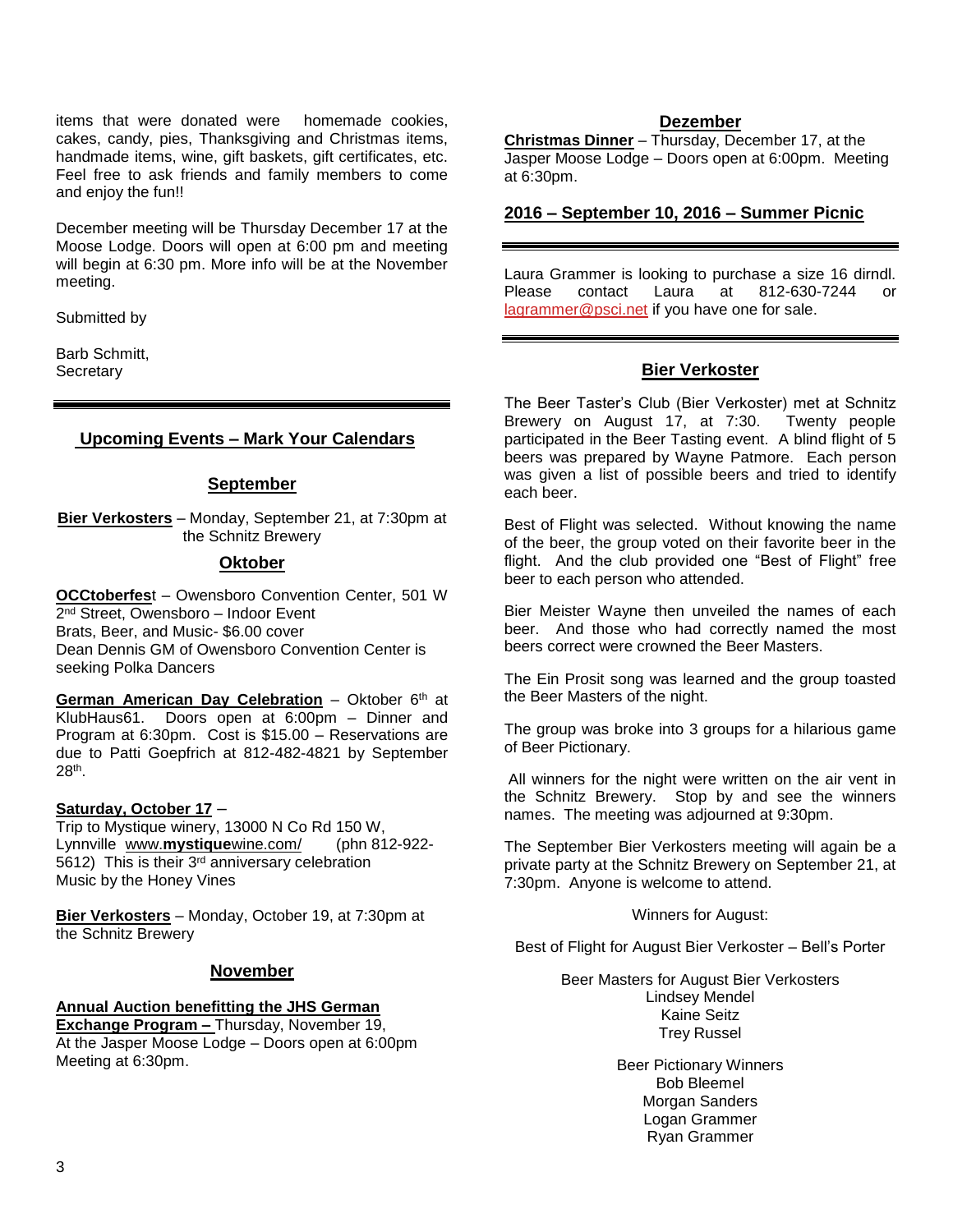items that were donated were homemade cookies, cakes, candy, pies, Thanksgiving and Christmas items, handmade items, wine, gift baskets, gift certificates, etc. Feel free to ask friends and family members to come and enjoy the fun!!

December meeting will be Thursday December 17 at the Moose Lodge. Doors will open at 6:00 pm and meeting will begin at 6:30 pm. More info will be at the November meeting.

Submitted by

Barb Schmitt,
Secretary

---

## Upcoming Events – Mark Your Calendars

### September

**Bier Verkosters** – Monday, September 21, at 7:30pm at the Schnitz Brewery

### Oktober

**OCCtoberfes**t – Owensboro Convention Center, 501 W 2nd Street, Owensboro – Indoor Event
Brats, Beer, and Music- $6.00 cover
Dean Dennis GM of Owensboro Convention Center is seeking Polka Dancers

**German American Day Celebration** – Oktober 6th at KlubHaus61. Doors open at 6:00pm – Dinner and Program at 6:30pm. Cost is $15.00 – Reservations are due to Patti Goepfrich at 812-482-4821 by September 28th.

**Saturday, October 17** –
Trip to Mystique winery, 13000 N Co Rd 150 W, Lynnville www.**mystique**wine.com/ (phn 812-922-5612) This is their 3rd anniversary celebration
Music by the Honey Vines

**Bier Verkosters** – Monday, October 19, at 7:30pm at the Schnitz Brewery

### November

**Annual Auction benefitting the JHS German Exchange Program –** Thursday, November 19, At the Jasper Moose Lodge – Doors open at 6:00pm Meeting at 6:30pm.

### Dezember

**Christmas Dinner** – Thursday, December 17, at the Jasper Moose Lodge – Doors open at 6:00pm. Meeting at 6:30pm.

**2016 – September 10, 2016 – Summer Picnic**

---

Laura Grammer is looking to purchase a size 16 dirndl. Please contact Laura at 812-630-7244 or lagrammer@psci.net if you have one for sale.

---

## Bier Verkoster

The Beer Taster's Club (Bier Verkoster) met at Schnitz Brewery on August 17, at 7:30. Twenty people participated in the Beer Tasting event. A blind flight of 5 beers was prepared by Wayne Patmore. Each person was given a list of possible beers and tried to identify each beer.

Best of Flight was selected. Without knowing the name of the beer, the group voted on their favorite beer in the flight. And the club provided one "Best of Flight" free beer to each person who attended.

Bier Meister Wayne then unveiled the names of each beer. And those who had correctly named the most beers correct were crowned the Beer Masters.

The Ein Prosit song was learned and the group toasted the Beer Masters of the night.

The group was broke into 3 groups for a hilarious game of Beer Pictionary.

All winners for the night were written on the air vent in the Schnitz Brewery. Stop by and see the winners names. The meeting was adjourned at 9:30pm.

The September Bier Verkosters meeting will again be a private party at the Schnitz Brewery on September 21, at 7:30pm. Anyone is welcome to attend.

Winners for August:

Best of Flight for August Bier Verkoster – Bell's Porter

Beer Masters for August Bier Verkosters
Lindsey Mendel
Kaine Seitz
Trey Russel

Beer Pictionary Winners
Bob Bleemel
Morgan Sanders
Logan Grammer
Ryan Grammer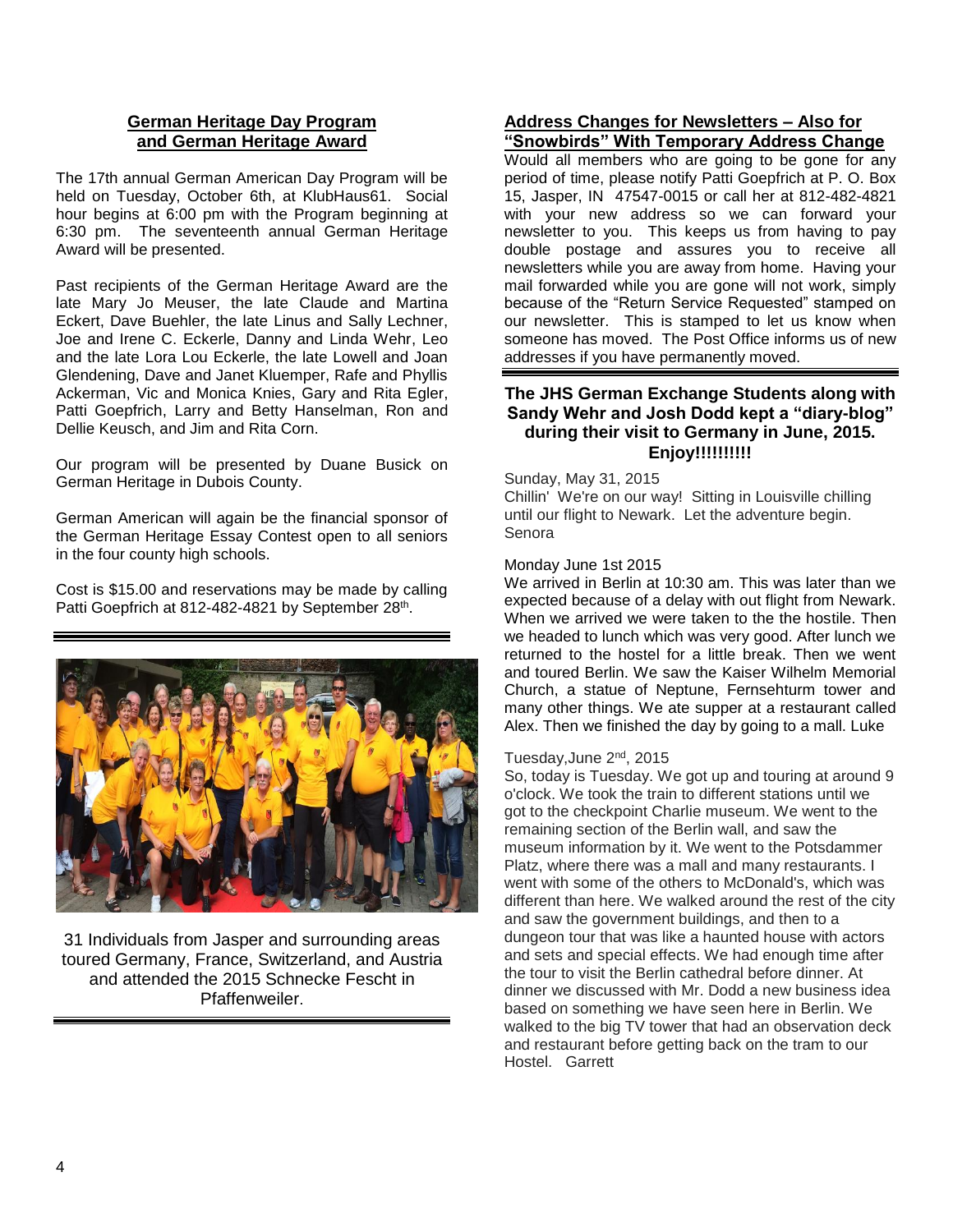## German Heritage Day Program and German Heritage Award

The 17th annual German American Day Program will be held on Tuesday, October 6th, at KlubHaus61. Social hour begins at 6:00 pm with the Program beginning at 6:30 pm. The seventeenth annual German Heritage Award will be presented.

Past recipients of the German Heritage Award are the late Mary Jo Meuser, the late Claude and Martina Eckert, Dave Buehler, the late Linus and Sally Lechner, Joe and Irene C. Eckerle, Danny and Linda Wehr, Leo and the late Lora Lou Eckerle, the late Lowell and Joan Glendening, Dave and Janet Kluemper, Rafe and Phyllis Ackerman, Vic and Monica Knies, Gary and Rita Egler, Patti Goepfrich, Larry and Betty Hanselman, Ron and Dellie Keusch, and Jim and Rita Corn.

Our program will be presented by Duane Busick on German Heritage in Dubois County.

German American will again be the financial sponsor of the German Heritage Essay Contest open to all seniors in the four county high schools.

Cost is $15.00 and reservations may be made by calling Patti Goepfrich at 812-482-4821 by September 28th.

31 Individuals from Jasper and surrounding areas toured Germany, France, Switzerland, and Austria and attended the 2015 Schnecke Fescht in Pfaffenweiler.

## Address Changes for Newsletters – Also for "Snowbirds" With Temporary Address Change

Would all members who are going to be gone for any period of time, please notify Patti Goepfrich at P. O. Box 15, Jasper, IN 47547-0015 or call her at 812-482-4821 with your new address so we can forward your newsletter to you. This keeps us from having to pay double postage and assures you to receive all newsletters while you are away from home. Having your mail forwarded while you are gone will not work, simply because of the "Return Service Requested" stamped on our newsletter. This is stamped to let us know when someone has moved. The Post Office informs us of new addresses if you have permanently moved.

## The JHS German Exchange Students along with Sandy Wehr and Josh Dodd kept a "diary-blog" during their visit to Germany in June, 2015. Enjoy!!!!!!!!!!

Sunday, May 31, 2015
Chillin' We're on our way! Sitting in Louisville chilling until our flight to Newark. Let the adventure begin. Senora

Monday June 1st 2015
We arrived in Berlin at 10:30 am. This was later than we expected because of a delay with out flight from Newark. When we arrived we were taken to the the hostile. Then we headed to lunch which was very good. After lunch we returned to the hostel for a little break. Then we went and toured Berlin. We saw the Kaiser Wilhelm Memorial Church, a statue of Neptune, Fernsehturm tower and many other things. We ate supper at a restaurant called Alex. Then we finished the day by going to a mall. Luke

Tuesday,June 2nd, 2015
So, today is Tuesday. We got up and touring at around 9 o'clock. We took the train to different stations until we got to the checkpoint Charlie museum. We went to the remaining section of the Berlin wall, and saw the museum information by it. We went to the Potsdammer Platz, where there was a mall and many restaurants. I went with some of the others to McDonald's, which was different than here. We walked around the rest of the city and saw the government buildings, and then to a dungeon tour that was like a haunted house with actors and sets and special effects. We had enough time after the tour to visit the Berlin cathedral before dinner. At dinner we discussed with Mr. Dodd a new business idea based on something we have seen here in Berlin. We walked to the big TV tower that had an observation deck and restaurant before getting back on the tram to our Hostel. Garrett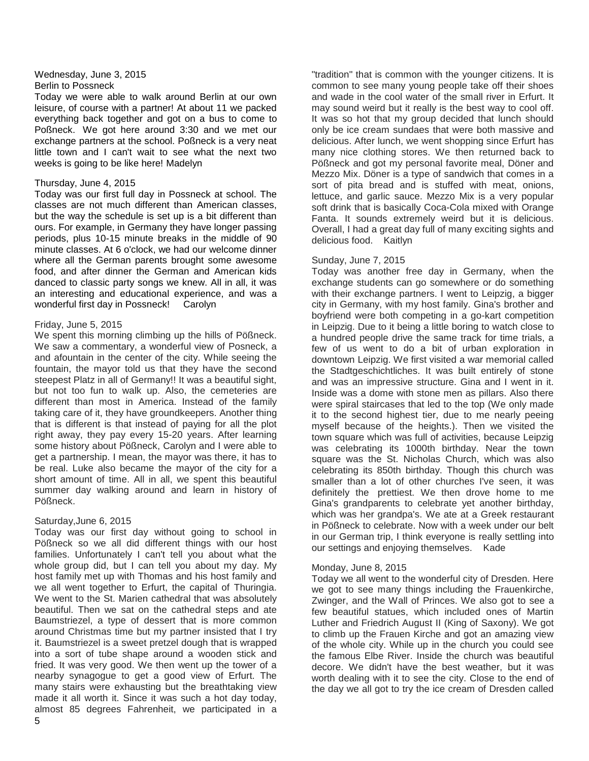Wednesday, June 3, 2015
Berlin to Possneck

Today we were able to walk around Berlin at our own leisure, of course with a partner! At about 11 we packed everything back together and got on a bus to come to Poßneck. We got here around 3:30 and we met our exchange partners at the school. Poßneck is a very neat little town and I can't wait to see what the next two weeks is going to be like here! Madelyn

Thursday, June 4, 2015

Today was our first full day in Possneck at school. The classes are not much different than American classes, but the way the schedule is set up is a bit different than ours. For example, in Germany they have longer passing periods, plus 10-15 minute breaks in the middle of 90 minute classes. At 6 o'clock, we had our welcome dinner where all the German parents brought some awesome food, and after dinner the German and American kids danced to classic party songs we knew. All in all, it was an interesting and educational experience, and was a wonderful first day in Possneck! Carolyn

Friday, June 5, 2015

We spent this morning climbing up the hills of Pößneck. We saw a commentary, a wonderful view of Posneck, a and afountain in the center of the city. While seeing the fountain, the mayor told us that they have the second steepest Platz in all of Germany!! It was a beautiful sight, but not too fun to walk up. Also, the cemeteries are different than most in America. Instead of the family taking care of it, they have groundkeepers. Another thing that is different is that instead of paying for all the plot right away, they pay every 15-20 years. After learning some history about Pößneck, Carolyn and I were able to get a partnership. I mean, the mayor was there, it has to be real. Luke also became the mayor of the city for a short amount of time. All in all, we spent this beautiful summer day walking around and learn in history of Pößneck.

Saturday,June 6, 2015

Today was our first day without going to school in Pößneck so we all did different things with our host families. Unfortunately I can't tell you about what the whole group did, but I can tell you about my day. My host family met up with Thomas and his host family and we all went together to Erfurt, the capital of Thuringia. We went to the St. Marien cathedral that was absolutely beautiful. Then we sat on the cathedral steps and ate Baumstriezel, a type of dessert that is more common around Christmas time but my partner insisted that I try it. Baumstriezel is a sweet pretzel dough that is wrapped into a sort of tube shape around a wooden stick and fried. It was very good. We then went up the tower of a nearby synagogue to get a good view of Erfurt. The many stairs were exhausting but the breathtaking view made it all worth it. Since it was such a hot day today, almost 85 degrees Fahrenheit, we participated in a "tradition" that is common with the younger citizens. It is common to see many young people take off their shoes and wade in the cool water of the small river in Erfurt. It may sound weird but it really is the best way to cool off. It was so hot that my group decided that lunch should only be ice cream sundaes that were both massive and delicious. After lunch, we went shopping since Erfurt has many nice clothing stores. We then returned back to Pößneck and got my personal favorite meal, Döner and Mezzo Mix. Döner is a type of sandwich that comes in a sort of pita bread and is stuffed with meat, onions, lettuce, and garlic sauce. Mezzo Mix is a very popular soft drink that is basically Coca-Cola mixed with Orange Fanta. It sounds extremely weird but it is delicious. Overall, I had a great day full of many exciting sights and delicious food. Kaitlyn

Sunday, June 7, 2015

Today was another free day in Germany, when the exchange students can go somewhere or do something with their exchange partners. I went to Leipzig, a bigger city in Germany, with my host family. Gina's brother and boyfriend were both competing in a go-kart competition in Leipzig. Due to it being a little boring to watch close to a hundred people drive the same track for time trials, a few of us went to do a bit of urban exploration in downtown Leipzig. We first visited a war memorial called the Stadtgeschichtliches. It was built entirely of stone and was an impressive structure. Gina and I went in it. Inside was a dome with stone men as pillars. Also there were spiral staircases that led to the top (We only made it to the second highest tier, due to me nearly peeing myself because of the heights.). Then we visited the town square which was full of activities, because Leipzig was celebrating its 1000th birthday. Near the town square was the St. Nicholas Church, which was also celebrating its 850th birthday. Though this church was smaller than a lot of other churches I've seen, it was definitely the prettiest. We then drove home to me Gina's grandparents to celebrate yet another birthday, which was her grandpa's. We ate at a Greek restaurant in Pößneck to celebrate. Now with a week under our belt in our German trip, I think everyone is really settling into our settings and enjoying themselves. Kade

Monday, June 8, 2015

Today we all went to the wonderful city of Dresden. Here we got to see many things including the Frauenkirche, Zwinger, and the Wall of Princes. We also got to see a few beautiful statues, which included ones of Martin Luther and Friedrich August II (King of Saxony). We got to climb up the Frauen Kirche and got an amazing view of the whole city. While up in the church you could see the famous Elbe River. Inside the church was beautiful decore. We didn't have the best weather, but it was worth dealing with it to see the city. Close to the end of the day we all got to try the ice cream of Dresden called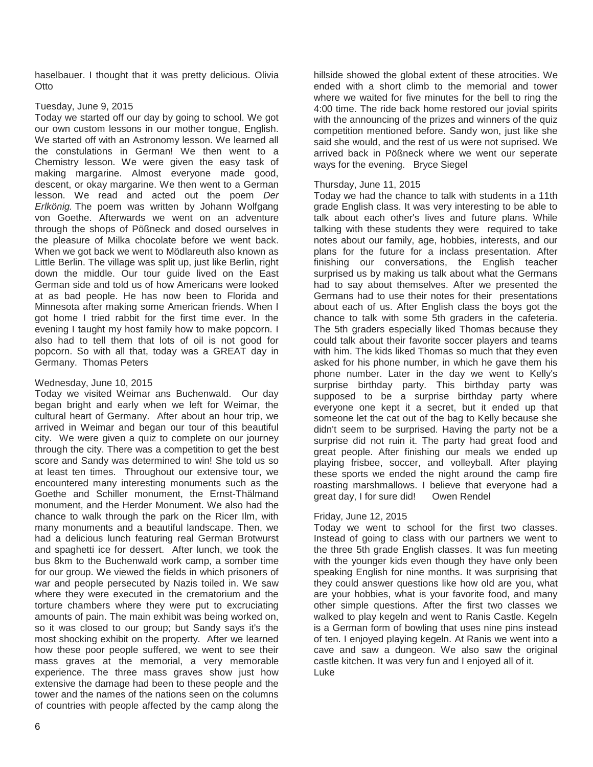haselbauer. I thought that it was pretty delicious. Olivia Otto

Tuesday, June 9, 2015

Today we started off our day by going to school. We got our own custom lessons in our mother tongue, English. We started off with an Astronomy lesson. We learned all the constulations in German! We then went to a Chemistry lesson. We were given the easy task of making margarine. Almost everyone made good, descent, or okay margarine. We then went to a German lesson. We read and acted out the poem *Der Erlkönig*. The poem was written by Johann Wolfgang von Goethe. Afterwards we went on an adventure through the shops of Pößneck and dosed ourselves in the pleasure of Milka chocolate before we went back. When we got back we went to Mödlareuth also known as Little Berlin. The village was split up, just like Berlin, right down the middle. Our tour guide lived on the East German side and told us of how Americans were looked at as bad people. He has now been to Florida and Minnesota after making some American friends. When I got home I tried rabbit for the first time ever. In the evening I taught my host family how to make popcorn. I also had to tell them that lots of oil is not good for popcorn. So with all that, today was a GREAT day in Germany. Thomas Peters

Wednesday, June 10, 2015

Today we visited Weimar ans Buchenwald. Our day began bright and early when we left for Weimar, the cultural heart of Germany. After about an hour trip, we arrived in Weimar and began our tour of this beautiful city. We were given a quiz to complete on our journey through the city. There was a competition to get the best score and Sandy was determined to win! She told us so at least ten times. Throughout our extensive tour, we encountered many interesting monuments such as the Goethe and Schiller monument, the Ernst-Thälmand monument, and the Herder Monument. We also had the chance to walk through the park on the Ricer Ilm, with many monuments and a beautiful landscape. Then, we had a delicious lunch featuring real German Brotwurst and spaghetti ice for dessert. After lunch, we took the bus 8km to the Buchenwald work camp, a somber time for our group. We viewed the fields in which prisoners of war and people persecuted by Nazis toiled in. We saw where they were executed in the crematorium and the torture chambers where they were put to excruciating amounts of pain. The main exhibit was being worked on, so it was closed to our group; but Sandy says it's the most shocking exhibit on the property. After we learned how these poor people suffered, we went to see their mass graves at the memorial, a very memorable experience. The three mass graves show just how extensive the damage had been to these people and the tower and the names of the nations seen on the columns of countries with people affected by the camp along the hillside showed the global extent of these atrocities. We ended with a short climb to the memorial and tower where we waited for five minutes for the bell to ring the 4:00 time. The ride back home restored our jovial spirits with the announcing of the prizes and winners of the quiz competition mentioned before. Sandy won, just like she said she would, and the rest of us were not suprised. We arrived back in Pößneck where we went our seperate ways for the evening. Bryce Siegel

Thursday, June 11, 2015

Today we had the chance to talk with students in a 11th grade English class. It was very interesting to be able to talk about each other's lives and future plans. While talking with these students they were required to take notes about our family, age, hobbies, interests, and our plans for the future for a inclass presentation. After finishing our conversations, the English teacher surprised us by making us talk about what the Germans had to say about themselves. After we presented the Germans had to use their notes for their presentations about each of us. After English class the boys got the chance to talk with some 5th graders in the cafeteria. The 5th graders especially liked Thomas because they could talk about their favorite soccer players and teams with him. The kids liked Thomas so much that they even asked for his phone number, in which he gave them his phone number. Later in the day we went to Kelly's surprise birthday party. This birthday party was supposed to be a surprise birthday party where everyone one kept it a secret, but it ended up that someone let the cat out of the bag to Kelly because she didn't seem to be surprised. Having the party not be a surprise did not ruin it. The party had great food and great people. After finishing our meals we ended up playing frisbee, soccer, and volleyball. After playing these sports we ended the night around the camp fire roasting marshmallows. I believe that everyone had a great day, I for sure did! Owen Rendel

Friday, June 12, 2015

Today we went to school for the first two classes. Instead of going to class with our partners we went to the three 5th grade English classes. It was fun meeting with the younger kids even though they have only been speaking English for nine months. It was surprising that they could answer questions like how old are you, what are your hobbies, what is your favorite food, and many other simple questions. After the first two classes we walked to play kegeln and went to Ranis Castle. Kegeln is a German form of bowling that uses nine pins instead of ten. I enjoyed playing kegeln. At Ranis we went into a cave and saw a dungeon. We also saw the original castle kitchen. It was very fun and I enjoyed all of it. Luke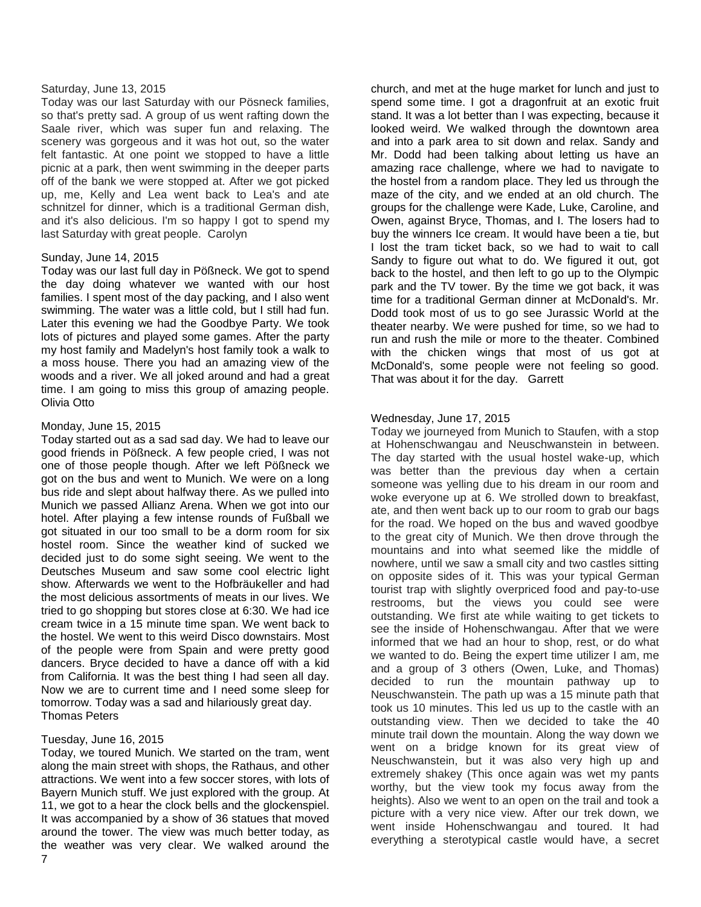Saturday, June 13, 2015

Today was our last Saturday with our Pösneck families, so that's pretty sad. A group of us went rafting down the Saale river, which was super fun and relaxing. The scenery was gorgeous and it was hot out, so the water felt fantastic. At one point we stopped to have a little picnic at a park, then went swimming in the deeper parts off of the bank we were stopped at. After we got picked up, me, Kelly and Lea went back to Lea's and ate schnitzel for dinner, which is a traditional German dish, and it's also delicious. I'm so happy I got to spend my last Saturday with great people. Carolyn

Sunday, June 14, 2015

Today was our last full day in Pößneck. We got to spend the day doing whatever we wanted with our host families. I spent most of the day packing, and I also went swimming. The water was a little cold, but I still had fun. Later this evening we had the Goodbye Party. We took lots of pictures and played some games. After the party my host family and Madelyn's host family took a walk to a moss house. There you had an amazing view of the woods and a river. We all joked around and had a great time. I am going to miss this group of amazing people. Olivia Otto

Monday, June 15, 2015

Today started out as a sad sad day. We had to leave our good friends in Pößneck. A few people cried, I was not one of those people though. After we left Pößneck we got on the bus and went to Munich. We were on a long bus ride and slept about halfway there. As we pulled into Munich we passed Allianz Arena. When we got into our hotel. After playing a few intense rounds of Fußball we got situated in our too small to be a dorm room for six hostel room. Since the weather kind of sucked we decided just to do some sight seeing. We went to the Deutsches Museum and saw some cool electric light show. Afterwards we went to the Hofbräukeller and had the most delicious assortments of meats in our lives. We tried to go shopping but stores close at 6:30. We had ice cream twice in a 15 minute time span. We went back to the hostel. We went to this weird Disco downstairs. Most of the people were from Spain and were pretty good dancers. Bryce decided to have a dance off with a kid from California. It was the best thing I had seen all day. Now we are to current time and I need some sleep for tomorrow. Today was a sad and hilariously great day. Thomas Peters

Tuesday, June 16, 2015

Today, we toured Munich. We started on the tram, went along the main street with shops, the Rathaus, and other attractions. We went into a few soccer stores, with lots of Bayern Munich stuff. We just explored with the group. At 11, we got to a hear the clock bells and the glockenspiel. It was accompanied by a show of 36 statues that moved around the tower. The view was much better today, as the weather was very clear. We walked around the church, and met at the huge market for lunch and just to spend some time. I got a dragonfruit at an exotic fruit stand. It was a lot better than I was expecting, because it looked weird. We walked through the downtown area and into a park area to sit down and relax. Sandy and Mr. Dodd had been talking about letting us have an amazing race challenge, where we had to navigate to the hostel from a random place. They led us through the maze of the city, and we ended at an old church. The groups for the challenge were Kade, Luke, Caroline, and Owen, against Bryce, Thomas, and I. The losers had to buy the winners Ice cream. It would have been a tie, but I lost the tram ticket back, so we had to wait to call Sandy to figure out what to do. We figured it out, got back to the hostel, and then left to go up to the Olympic park and the TV tower. By the time we got back, it was time for a traditional German dinner at McDonald's. Mr. Dodd took most of us to go see Jurassic World at the theater nearby. We were pushed for time, so we had to run and rush the mile or more to the theater. Combined with the chicken wings that most of us got at McDonald's, some people were not feeling so good. That was about it for the day. Garrett

Wednesday, June 17, 2015

Today we journeyed from Munich to Staufen, with a stop at Hohenschwangau and Neuschwanstein in between. The day started with the usual hostel wake-up, which was better than the previous day when a certain someone was yelling due to his dream in our room and woke everyone up at 6. We strolled down to breakfast, ate, and then went back up to our room to grab our bags for the road. We hoped on the bus and waved goodbye to the great city of Munich. We then drove through the mountains and into what seemed like the middle of nowhere, until we saw a small city and two castles sitting on opposite sides of it. This was your typical German tourist trap with slightly overpriced food and pay-to-use restrooms, but the views you could see were outstanding. We first ate while waiting to get tickets to see the inside of Hohenschwangau. After that we were informed that we had an hour to shop, rest, or do what we wanted to do. Being the expert time utilizer I am, me and a group of 3 others (Owen, Luke, and Thomas) decided to run the mountain pathway up to Neuschwanstein. The path up was a 15 minute path that took us 10 minutes. This led us up to the castle with an outstanding view. Then we decided to take the 40 minute trail down the mountain. Along the way down we went on a bridge known for its great view of Neuschwanstein, but it was also very high up and extremely shakey (This once again was wet my pants worthy, but the view took my focus away from the heights). Also we went to an open on the trail and took a picture with a very nice view. After our trek down, we went inside Hohenschwangau and toured. It had everything a sterotypical castle would have, a secret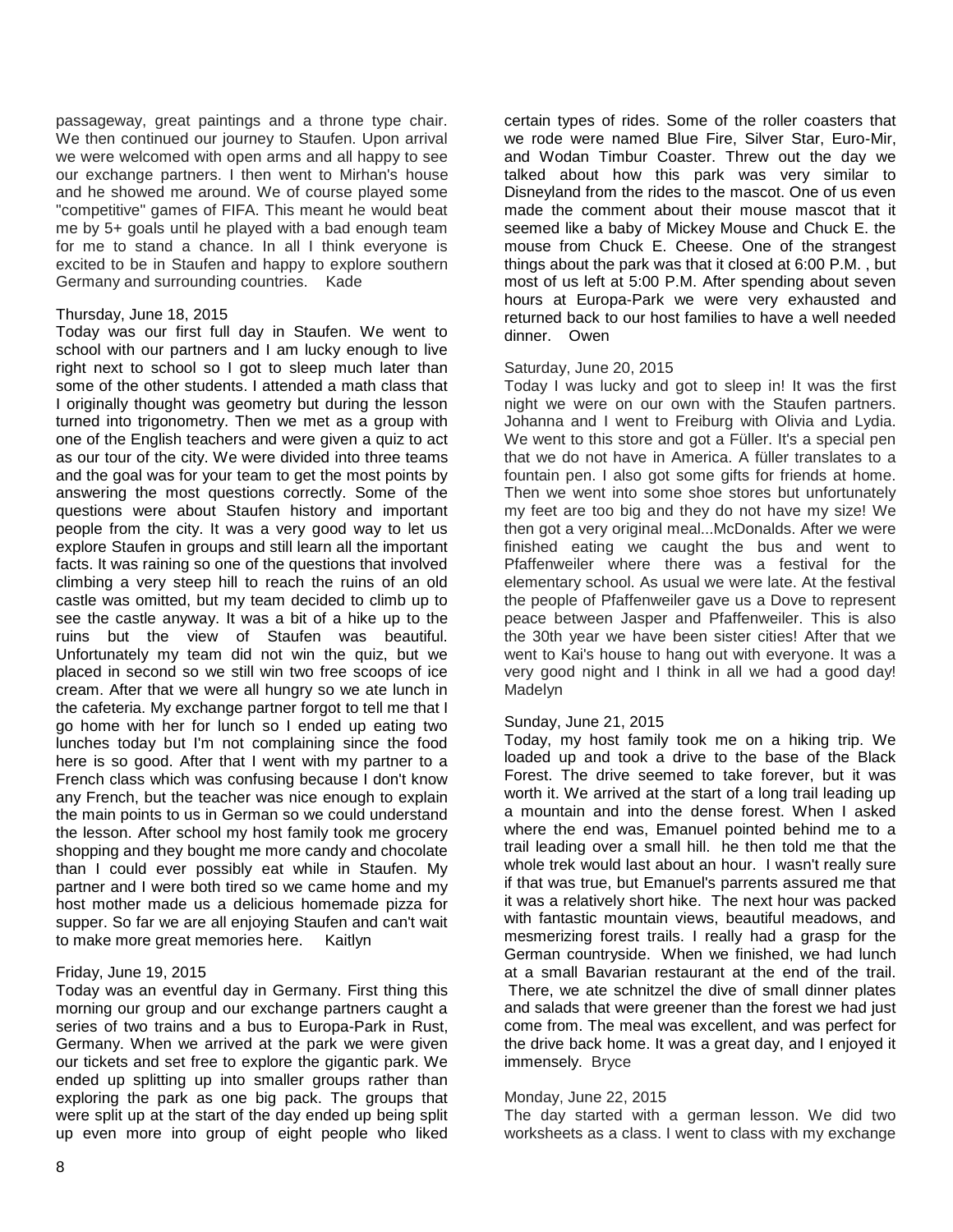passageway, great paintings and a throne type chair. We then continued our journey to Staufen. Upon arrival we were welcomed with open arms and all happy to see our exchange partners. I then went to Mirhan's house and he showed me around. We of course played some "competitive" games of FIFA. This meant he would beat me by 5+ goals until he played with a bad enough team for me to stand a chance. In all I think everyone is excited to be in Staufen and happy to explore southern Germany and surrounding countries. Kade

Thursday, June 18, 2015

Today was our first full day in Staufen. We went to school with our partners and I am lucky enough to live right next to school so I got to sleep much later than some of the other students. I attended a math class that I originally thought was geometry but during the lesson turned into trigonometry. Then we met as a group with one of the English teachers and were given a quiz to act as our tour of the city. We were divided into three teams and the goal was for your team to get the most points by answering the most questions correctly. Some of the questions were about Staufen history and important people from the city. It was a very good way to let us explore Staufen in groups and still learn all the important facts. It was raining so one of the questions that involved climbing a very steep hill to reach the ruins of an old castle was omitted, but my team decided to climb up to see the castle anyway. It was a bit of a hike up to the ruins but the view of Staufen was beautiful. Unfortunately my team did not win the quiz, but we placed in second so we still win two free scoops of ice cream. After that we were all hungry so we ate lunch in the cafeteria. My exchange partner forgot to tell me that I go home with her for lunch so I ended up eating two lunches today but I'm not complaining since the food here is so good. After that I went with my partner to a French class which was confusing because I don't know any French, but the teacher was nice enough to explain the main points to us in German so we could understand the lesson. After school my host family took me grocery shopping and they bought me more candy and chocolate than I could ever possibly eat while in Staufen. My partner and I were both tired so we came home and my host mother made us a delicious homemade pizza for supper. So far we are all enjoying Staufen and can't wait to make more great memories here. Kaitlyn

Friday, June 19, 2015

Today was an eventful day in Germany. First thing this morning our group and our exchange partners caught a series of two trains and a bus to Europa-Park in Rust, Germany. When we arrived at the park we were given our tickets and set free to explore the gigantic park. We ended up splitting up into smaller groups rather than exploring the park as one big pack. The groups that were split up at the start of the day ended up being split up even more into group of eight people who liked certain types of rides. Some of the roller coasters that we rode were named Blue Fire, Silver Star, Euro-Mir, and Wodan Timbur Coaster. Threw out the day we talked about how this park was very similar to Disneyland from the rides to the mascot. One of us even made the comment about their mouse mascot that it seemed like a baby of Mickey Mouse and Chuck E. the mouse from Chuck E. Cheese. One of the strangest things about the park was that it closed at 6:00 P.M. , but most of us left at 5:00 P.M. After spending about seven hours at Europa-Park we were very exhausted and returned back to our host families to have a well needed dinner. Owen

Saturday, June 20, 2015

Today I was lucky and got to sleep in! It was the first night we were on our own with the Staufen partners. Johanna and I went to Freiburg with Olivia and Lydia. We went to this store and got a Füller. It's a special pen that we do not have in America. A füller translates to a fountain pen. I also got some gifts for friends at home. Then we went into some shoe stores but unfortunately my feet are too big and they do not have my size! We then got a very original meal...McDonalds. After we were finished eating we caught the bus and went to Pfaffenweiler where there was a festival for the elementary school. As usual we were late. At the festival the people of Pfaffenweiler gave us a Dove to represent peace between Jasper and Pfaffenweiler. This is also the 30th year we have been sister cities! After that we went to Kai's house to hang out with everyone. It was a very good night and I think in all we had a good day! Madelyn

Sunday, June 21, 2015

Today, my host family took me on a hiking trip. We loaded up and took a drive to the base of the Black Forest. The drive seemed to take forever, but it was worth it. We arrived at the start of a long trail leading up a mountain and into the dense forest. When I asked where the end was, Emanuel pointed behind me to a trail leading over a small hill. he then told me that the whole trek would last about an hour. I wasn't really sure if that was true, but Emanuel's parrents assured me that it was a relatively short hike. The next hour was packed with fantastic mountain views, beautiful meadows, and mesmerizing forest trails. I really had a grasp for the German countryside. When we finished, we had lunch at a small Bavarian restaurant at the end of the trail. There, we ate schnitzel the dive of small dinner plates and salads that were greener than the forest we had just come from. The meal was excellent, and was perfect for the drive back home. It was a great day, and I enjoyed it immensely. Bryce

Monday, June 22, 2015

The day started with a german lesson. We did two worksheets as a class. I went to class with my exchange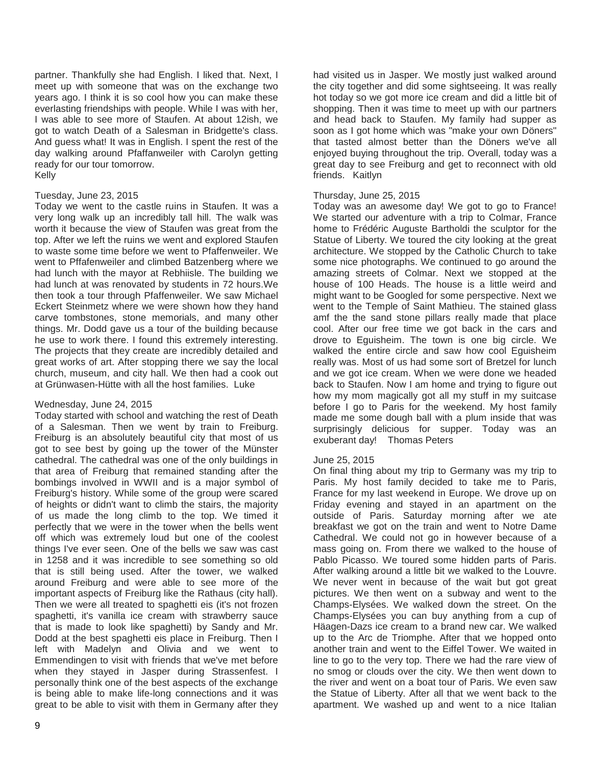partner. Thankfully she had English. I liked that. Next, I meet up with someone that was on the exchange two years ago. I think it is so cool how you can make these everlasting friendships with people. While I was with her, I was able to see more of Staufen. At about 12ish, we got to watch Death of a Salesman in Bridgette's class. And guess what! It was in English. I spent the rest of the day walking around Pfaffanweiler with Carolyn getting ready for our tour tomorrow.
Kelly

Tuesday, June 23, 2015
Today we went to the castle ruins in Staufen. It was a very long walk up an incredibly tall hill. The walk was worth it because the view of Staufen was great from the top. After we left the ruins we went and explored Staufen to waste some time before we went to Pfaffenweiler. We went to Pffafenweiler and climbed Batzenberg where we had lunch with the mayor at Rebhiisle. The building we had lunch at was renovated by students in 72 hours.We then took a tour through Pfaffenweiler. We saw Michael Eckert Steinmetz where we were shown how they hand carve tombstones, stone memorials, and many other things. Mr. Dodd gave us a tour of the building because he use to work there. I found this extremely interesting. The projects that they create are incredibly detailed and great works of art. After stopping there we say the local church, museum, and city hall. We then had a cook out at Grünwasen-Hütte with all the host families. Luke

Wednesday, June 24, 2015
Today started with school and watching the rest of Death of a Salesman. Then we went by train to Freiburg. Freiburg is an absolutely beautiful city that most of us got to see best by going up the tower of the Münster cathedral. The cathedral was one of the only buildings in that area of Freiburg that remained standing after the bombings involved in WWII and is a major symbol of Freiburg's history. While some of the group were scared of heights or didn't want to climb the stairs, the majority of us made the long climb to the top. We timed it perfectly that we were in the tower when the bells went off which was extremely loud but one of the coolest things I've ever seen. One of the bells we saw was cast in 1258 and it was incredible to see something so old that is still being used. After the tower, we walked around Freiburg and were able to see more of the important aspects of Freiburg like the Rathaus (city hall). Then we were all treated to spaghetti eis (it's not frozen spaghetti, it's vanilla ice cream with strawberry sauce that is made to look like spaghetti) by Sandy and Mr. Dodd at the best spaghetti eis place in Freiburg. Then I left with Madelyn and Olivia and we went to Emmendingen to visit with friends that we've met before when they stayed in Jasper during Strassenfest. I personally think one of the best aspects of the exchange is being able to make life-long connections and it was great to be able to visit with them in Germany after they had visited us in Jasper. We mostly just walked around the city together and did some sightseeing. It was really hot today so we got more ice cream and did a little bit of shopping. Then it was time to meet up with our partners and head back to Staufen. My family had supper as soon as I got home which was "make your own Döners" that tasted almost better than the Döners we've all enjoyed buying throughout the trip. Overall, today was a great day to see Freiburg and get to reconnect with old friends. Kaitlyn

Thursday, June 25, 2015
Today was an awesome day! We got to go to France! We started our adventure with a trip to Colmar, France home to Frédéric Auguste Bartholdi the sculptor for the Statue of Liberty. We toured the city looking at the great architecture. We stopped by the Catholic Church to take some nice photographs. We continued to go around the amazing streets of Colmar. Next we stopped at the house of 100 Heads. The house is a little weird and might want to be Googled for some perspective. Next we went to the Temple of Saint Mathieu. The stained glass amf the the sand stone pillars really made that place cool. After our free time we got back in the cars and drove to Eguisheim. The town is one big circle. We walked the entire circle and saw how cool Eguisheim really was. Most of us had some sort of Bretzel for lunch and we got ice cream. When we were done we headed back to Staufen. Now I am home and trying to figure out how my mom magically got all my stuff in my suitcase before I go to Paris for the weekend. My host family made me some dough ball with a plum inside that was surprisingly delicious for supper. Today was an exuberant day! Thomas Peters

June 25, 2015
On final thing about my trip to Germany was my trip to Paris. My host family decided to take me to Paris, France for my last weekend in Europe. We drove up on Friday evening and stayed in an apartment on the outside of Paris. Saturday morning after we ate breakfast we got on the train and went to Notre Dame Cathedral. We could not go in however because of a mass going on. From there we walked to the house of Pablo Picasso. We toured some hidden parts of Paris. After walking around a little bit we walked to the Louvre. We never went in because of the wait but got great pictures. We then went on a subway and went to the Champs-Elysées. We walked down the street. On the Champs-Elysées you can buy anything from a cup of Häagen-Dazs ice cream to a brand new car. We walked up to the Arc de Triomphe. After that we hopped onto another train and went to the Eiffel Tower. We waited in line to go to the very top. There we had the rare view of no smog or clouds over the city. We then went down to the river and went on a boat tour of Paris. We even saw the Statue of Liberty. After all that we went back to the apartment. We washed up and went to a nice Italian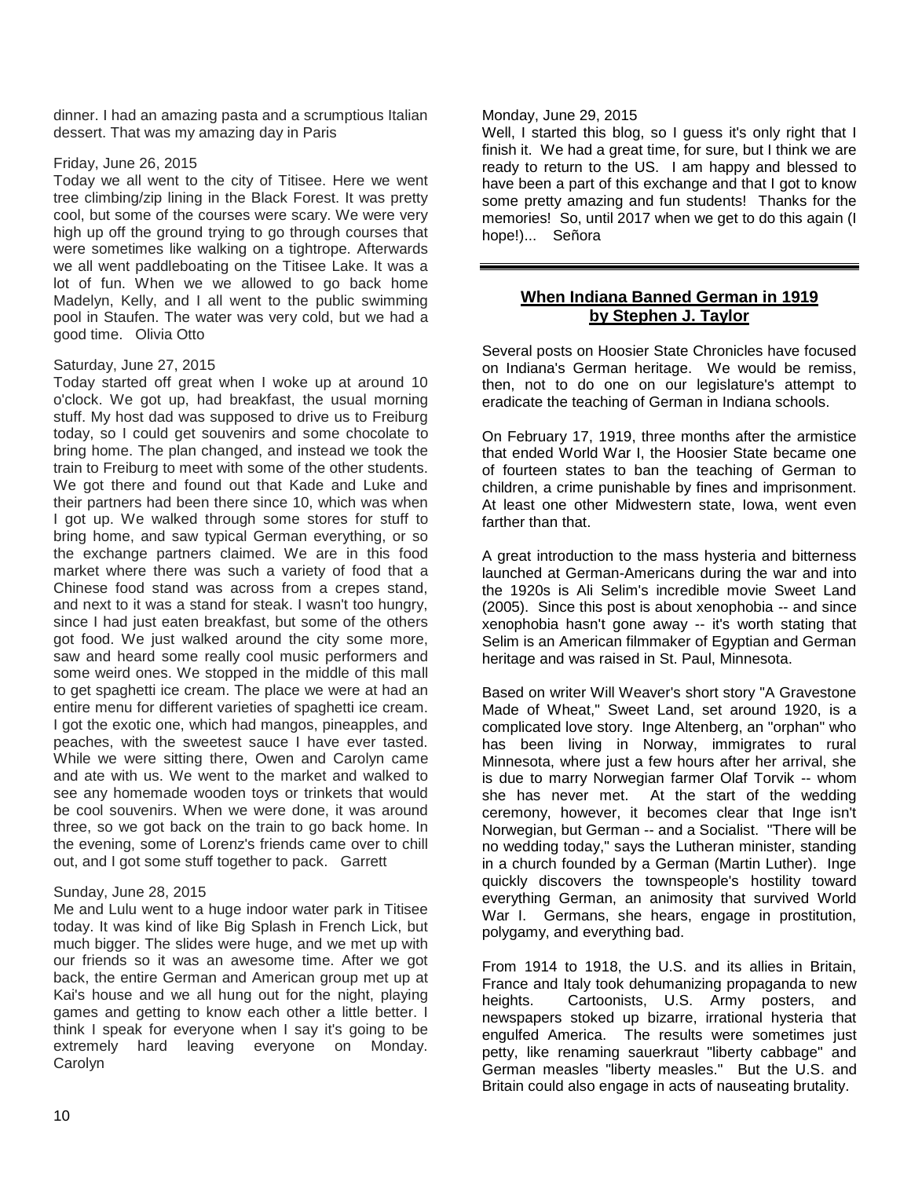dinner. I had an amazing pasta and a scrumptious Italian dessert. That was my amazing day in Paris

Friday, June 26, 2015
Today we all went to the city of Titisee. Here we went tree climbing/zip lining in the Black Forest. It was pretty cool, but some of the courses were scary. We were very high up off the ground trying to go through courses that were sometimes like walking on a tightrope. Afterwards we all went paddleboating on the Titisee Lake. It was a lot of fun. When we we allowed to go back home Madelyn, Kelly, and I all went to the public swimming pool in Staufen. The water was very cold, but we had a good time. Olivia Otto

Saturday, June 27, 2015
Today started off great when I woke up at around 10 o'clock. We got up, had breakfast, the usual morning stuff. My host dad was supposed to drive us to Freiburg today, so I could get souvenirs and some chocolate to bring home. The plan changed, and instead we took the train to Freiburg to meet with some of the other students. We got there and found out that Kade and Luke and their partners had been there since 10, which was when I got up. We walked through some stores for stuff to bring home, and saw typical German everything, or so the exchange partners claimed. We are in this food market where there was such a variety of food that a Chinese food stand was across from a crepes stand, and next to it was a stand for steak. I wasn't too hungry, since I had just eaten breakfast, but some of the others got food. We just walked around the city some more, saw and heard some really cool music performers and some weird ones. We stopped in the middle of this mall to get spaghetti ice cream. The place we were at had an entire menu for different varieties of spaghetti ice cream. I got the exotic one, which had mangos, pineapples, and peaches, with the sweetest sauce I have ever tasted. While we were sitting there, Owen and Carolyn came and ate with us. We went to the market and walked to see any homemade wooden toys or trinkets that would be cool souvenirs. When we were done, it was around three, so we got back on the train to go back home. In the evening, some of Lorenz's friends came over to chill out, and I got some stuff together to pack. Garrett

Sunday, June 28, 2015
Me and Lulu went to a huge indoor water park in Titisee today. It was kind of like Big Splash in French Lick, but much bigger. The slides were huge, and we met up with our friends so it was an awesome time. After we got back, the entire German and American group met up at Kai's house and we all hung out for the night, playing games and getting to know each other a little better. I think I speak for everyone when I say it's going to be extremely hard leaving everyone on Monday. Carolyn

Monday, June 29, 2015
Well, I started this blog, so I guess it's only right that I finish it. We had a great time, for sure, but I think we are ready to return to the US. I am happy and blessed to have been a part of this exchange and that I got to know some pretty amazing and fun students! Thanks for the memories! So, until 2017 when we get to do this again (I hope!)... Señora

---

## When Indiana Banned German in 1919
### by Stephen J. Taylor

Several posts on Hoosier State Chronicles have focused on Indiana's German heritage. We would be remiss, then, not to do one on our legislature's attempt to eradicate the teaching of German in Indiana schools.

On February 17, 1919, three months after the armistice that ended World War I, the Hoosier State became one of fourteen states to ban the teaching of German to children, a crime punishable by fines and imprisonment. At least one other Midwestern state, Iowa, went even farther than that.

A great introduction to the mass hysteria and bitterness launched at German-Americans during the war and into the 1920s is Ali Selim's incredible movie Sweet Land (2005). Since this post is about xenophobia -- and since xenophobia hasn't gone away -- it's worth stating that Selim is an American filmmaker of Egyptian and German heritage and was raised in St. Paul, Minnesota.

Based on writer Will Weaver's short story "A Gravestone Made of Wheat," Sweet Land, set around 1920, is a complicated love story. Inge Altenberg, an "orphan" who has been living in Norway, immigrates to rural Minnesota, where just a few hours after her arrival, she is due to marry Norwegian farmer Olaf Torvik -- whom she has never met. At the start of the wedding ceremony, however, it becomes clear that Inge isn't Norwegian, but German -- and a Socialist. "There will be no wedding today," says the Lutheran minister, standing in a church founded by a German (Martin Luther). Inge quickly discovers the townspeople's hostility toward everything German, an animosity that survived World War I. Germans, she hears, engage in prostitution, polygamy, and everything bad.

From 1914 to 1918, the U.S. and its allies in Britain, France and Italy took dehumanizing propaganda to new heights. Cartoonists, U.S. Army posters, and newspapers stoked up bizarre, irrational hysteria that engulfed America. The results were sometimes just petty, like renaming sauerkraut "liberty cabbage" and German measles "liberty measles." But the U.S. and Britain could also engage in acts of nauseating brutality.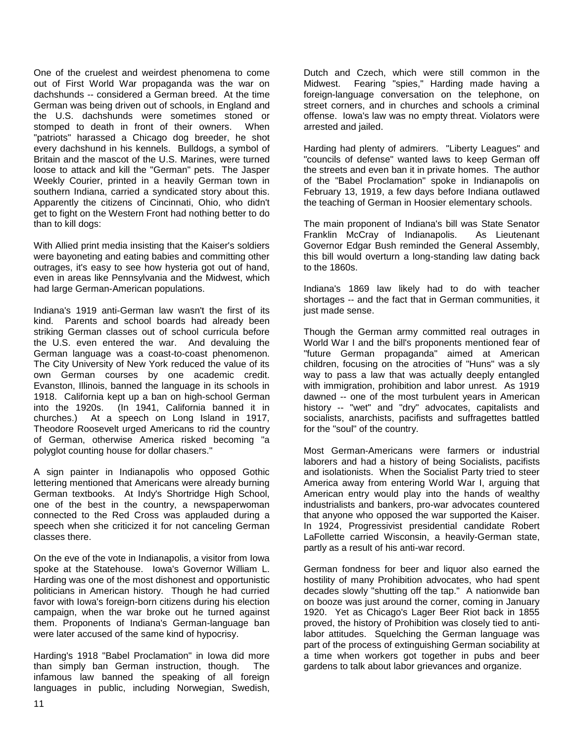One of the cruelest and weirdest phenomena to come out of First World War propaganda was the war on dachshunds -- considered a German breed. At the time German was being driven out of schools, in England and the U.S. dachshunds were sometimes stoned or stomped to death in front of their owners. When "patriots" harassed a Chicago dog breeder, he shot every dachshund in his kennels. Bulldogs, a symbol of Britain and the mascot of the U.S. Marines, were turned loose to attack and kill the "German" pets. The Jasper Weekly Courier, printed in a heavily German town in southern Indiana, carried a syndicated story about this. Apparently the citizens of Cincinnati, Ohio, who didn't get to fight on the Western Front had nothing better to do than to kill dogs:

With Allied print media insisting that the Kaiser's soldiers were bayoneting and eating babies and committing other outrages, it's easy to see how hysteria got out of hand, even in areas like Pennsylvania and the Midwest, which had large German-American populations.

Indiana's 1919 anti-German law wasn't the first of its kind. Parents and school boards had already been striking German classes out of school curricula before the U.S. even entered the war. And devaluing the German language was a coast-to-coast phenomenon. The City University of New York reduced the value of its own German courses by one academic credit. Evanston, Illinois, banned the language in its schools in 1918. California kept up a ban on high-school German into the 1920s. (In 1941, California banned it in churches.) At a speech on Long Island in 1917, Theodore Roosevelt urged Americans to rid the country of German, otherwise America risked becoming "a polyglot counting house for dollar chasers."

A sign painter in Indianapolis who opposed Gothic lettering mentioned that Americans were already burning German textbooks. At Indy's Shortridge High School, one of the best in the country, a newspaperwoman connected to the Red Cross was applauded during a speech when she criticized it for not canceling German classes there.

On the eve of the vote in Indianapolis, a visitor from Iowa spoke at the Statehouse. Iowa's Governor William L. Harding was one of the most dishonest and opportunistic politicians in American history. Though he had curried favor with Iowa's foreign-born citizens during his election campaign, when the war broke out he turned against them. Proponents of Indiana's German-language ban were later accused of the same kind of hypocrisy.

Harding's 1918 "Babel Proclamation" in Iowa did more than simply ban German instruction, though. The infamous law banned the speaking of all foreign languages in public, including Norwegian, Swedish, Dutch and Czech, which were still common in the Midwest. Fearing "spies," Harding made having a foreign-language conversation on the telephone, on street corners, and in churches and schools a criminal offense. Iowa's law was no empty threat. Violators were arrested and jailed.

Harding had plenty of admirers. "Liberty Leagues" and "councils of defense" wanted laws to keep German off the streets and even ban it in private homes. The author of the "Babel Proclamation" spoke in Indianapolis on February 13, 1919, a few days before Indiana outlawed the teaching of German in Hoosier elementary schools.

The main proponent of Indiana's bill was State Senator Franklin McCray of Indianapolis. As Lieutenant Governor Edgar Bush reminded the General Assembly, this bill would overturn a long-standing law dating back to the 1860s.

Indiana's 1869 law likely had to do with teacher shortages -- and the fact that in German communities, it just made sense.

Though the German army committed real outrages in World War I and the bill's proponents mentioned fear of "future German propaganda" aimed at American children, focusing on the atrocities of "Huns" was a sly way to pass a law that was actually deeply entangled with immigration, prohibition and labor unrest. As 1919 dawned -- one of the most turbulent years in American history -- "wet" and "dry" advocates, capitalists and socialists, anarchists, pacifists and suffragettes battled for the "soul" of the country.

Most German-Americans were farmers or industrial laborers and had a history of being Socialists, pacifists and isolationists. When the Socialist Party tried to steer America away from entering World War I, arguing that American entry would play into the hands of wealthy industrialists and bankers, pro-war advocates countered that anyone who opposed the war supported the Kaiser. In 1924, Progressivist presidential candidate Robert LaFollette carried Wisconsin, a heavily-German state, partly as a result of his anti-war record.

German fondness for beer and liquor also earned the hostility of many Prohibition advocates, who had spent decades slowly "shutting off the tap." A nationwide ban on booze was just around the corner, coming in January 1920. Yet as Chicago's Lager Beer Riot back in 1855 proved, the history of Prohibition was closely tied to anti-labor attitudes. Squelching the German language was part of the process of extinguishing German sociability at a time when workers got together in pubs and beer gardens to talk about labor grievances and organize.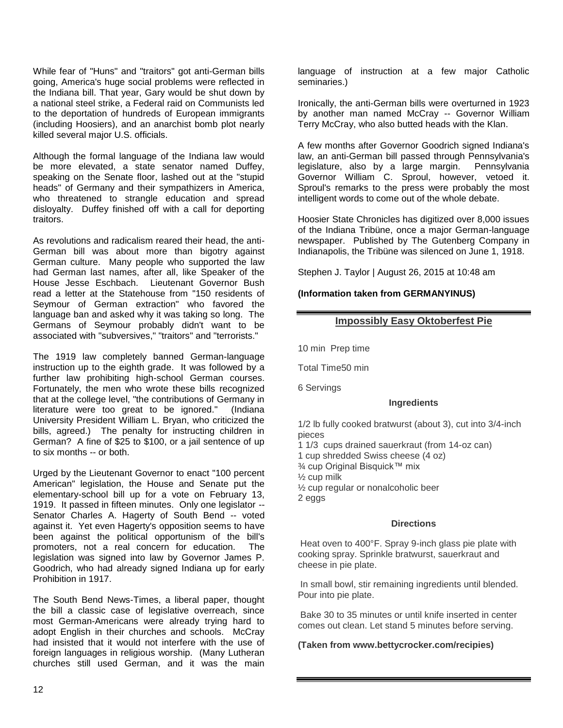While fear of "Huns" and "traitors" got anti-German bills going, America's huge social problems were reflected in the Indiana bill. That year, Gary would be shut down by a national steel strike, a Federal raid on Communists led to the deportation of hundreds of European immigrants (including Hoosiers), and an anarchist bomb plot nearly killed several major U.S. officials.

Although the formal language of the Indiana law would be more elevated, a state senator named Duffey, speaking on the Senate floor, lashed out at the "stupid heads" of Germany and their sympathizers in America, who threatened to strangle education and spread disloyalty. Duffey finished off with a call for deporting traitors.

As revolutions and radicalism reared their head, the anti-German bill was about more than bigotry against German culture. Many people who supported the law had German last names, after all, like Speaker of the House Jesse Eschbach. Lieutenant Governor Bush read a letter at the Statehouse from "150 residents of Seymour of German extraction" who favored the language ban and asked why it was taking so long. The Germans of Seymour probably didn't want to be associated with "subversives," "traitors" and "terrorists."

The 1919 law completely banned German-language instruction up to the eighth grade. It was followed by a further law prohibiting high-school German courses. Fortunately, the men who wrote these bills recognized that at the college level, "the contributions of Germany in literature were too great to be ignored." (Indiana University President William L. Bryan, who criticized the bills, agreed.) The penalty for instructing children in German? A fine of $25 to $100, or a jail sentence of up to six months -- or both.

Urged by the Lieutenant Governor to enact "100 percent American" legislation, the House and Senate put the elementary-school bill up for a vote on February 13, 1919. It passed in fifteen minutes. Only one legislator -- Senator Charles A. Hagerty of South Bend -- voted against it. Yet even Hagerty's opposition seems to have been against the political opportunism of the bill's promoters, not a real concern for education. The legislation was signed into law by Governor James P. Goodrich, who had already signed Indiana up for early Prohibition in 1917.

The South Bend News-Times, a liberal paper, thought the bill a classic case of legislative overreach, since most German-Americans were already trying hard to adopt English in their churches and schools. McCray had insisted that it would not interfere with the use of foreign languages in religious worship. (Many Lutheran churches still used German, and it was the main language of instruction at a few major Catholic seminaries.)

Ironically, the anti-German bills were overturned in 1923 by another man named McCray -- Governor William Terry McCray, who also butted heads with the Klan.

A few months after Governor Goodrich signed Indiana's law, an anti-German bill passed through Pennsylvania's legislature, also by a large margin. Pennsylvania Governor William C. Sproul, however, vetoed it. Sproul's remarks to the press were probably the most intelligent words to come out of the whole debate.

Hoosier State Chronicles has digitized over 8,000 issues of the Indiana Tribüne, once a major German-language newspaper. Published by The Gutenberg Company in Indianapolis, the Tribüne was silenced on June 1, 1918.

Stephen J. Taylor | August 26, 2015 at 10:48 am

**(Information taken from GERMANYINUS)**

---

## Impossibly Easy Oktoberfest Pie

10 min Prep time

Total Time50 min

6 Servings

#### Ingredients

1/2 lb fully cooked bratwurst (about 3), cut into 3/4-inch pieces
1 1/3 cups drained sauerkraut (from 14-oz can)
1 cup shredded Swiss cheese (4 oz)
¾ cup Original Bisquick™ mix
½ cup milk
½ cup regular or nonalcoholic beer
2 eggs

#### Directions

Heat oven to 400°F. Spray 9-inch glass pie plate with cooking spray. Sprinkle bratwurst, sauerkraut and cheese in pie plate.

In small bowl, stir remaining ingredients until blended. Pour into pie plate.

Bake 30 to 35 minutes or until knife inserted in center comes out clean. Let stand 5 minutes before serving.

**(Taken from www.bettycrocker.com/recipies)**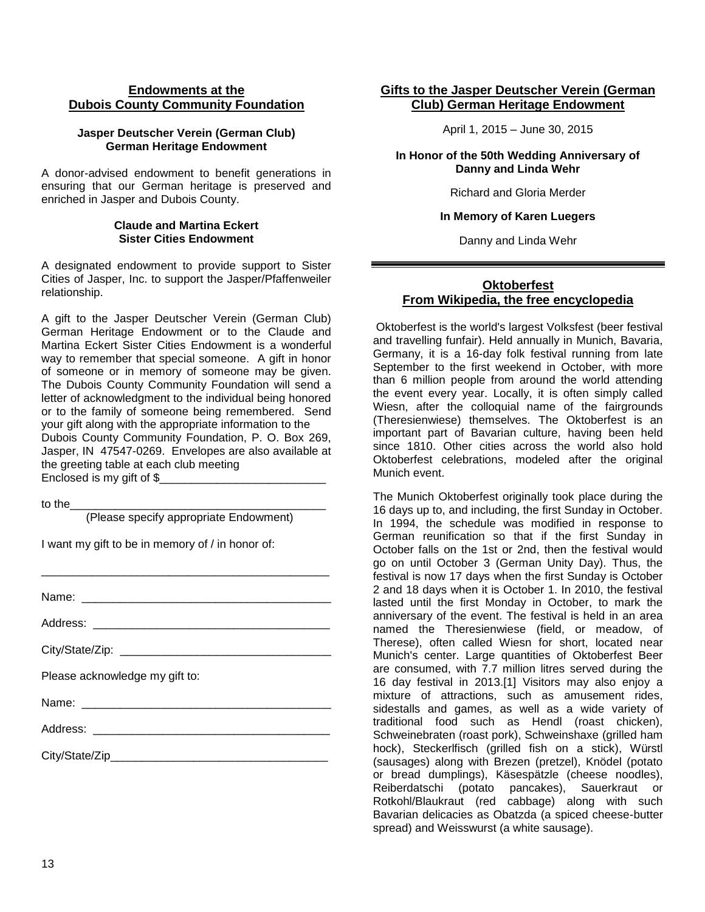## Endowments at the Dubois County Community Foundation

### Jasper Deutscher Verein (German Club) German Heritage Endowment

A donor-advised endowment to benefit generations in ensuring that our German heritage is preserved and enriched in Jasper and Dubois County.

### Claude and Martina Eckert Sister Cities Endowment

A designated endowment to provide support to Sister Cities of Jasper, Inc. to support the Jasper/Pfaffenweiler relationship.

A gift to the Jasper Deutscher Verein (German Club) German Heritage Endowment or to the Claude and Martina Eckert Sister Cities Endowment is a wonderful way to remember that special someone. A gift in honor of someone or in memory of someone may be given. The Dubois County Community Foundation will send a letter of acknowledgment to the individual being honored or to the family of someone being remembered. Send your gift along with the appropriate information to the Dubois County Community Foundation, P. O. Box 269, Jasper, IN 47547-0269. Envelopes are also available at the greeting table at each club meeting

Enclosed is my gift of $__________________________

to the________________________________________

(Please specify appropriate Endowment)

I want my gift to be in memory of / in honor of:

______________________________________________

Name: ________________________________________

Address: ______________________________________

City/State/Zip: _________________________________

Please acknowledge my gift to:

Name: ________________________________________

Address: ______________________________________

City/State/Zip__________________________________

## Gifts to the Jasper Deutscher Verein (German Club) German Heritage Endowment

April 1, 2015 – June 30, 2015

**In Honor of the 50th Wedding Anniversary of Danny and Linda Wehr**

Richard and Gloria Merder

**In Memory of Karen Luegers**

Danny and Linda Wehr

---

## Oktoberfest
## From Wikipedia, the free encyclopedia

Oktoberfest is the world's largest Volksfest (beer festival and travelling funfair). Held annually in Munich, Bavaria, Germany, it is a 16-day folk festival running from late September to the first weekend in October, with more than 6 million people from around the world attending the event every year. Locally, it is often simply called Wiesn, after the colloquial name of the fairgrounds (Theresienwiese) themselves. The Oktoberfest is an important part of Bavarian culture, having been held since 1810. Other cities across the world also hold Oktoberfest celebrations, modeled after the original Munich event.

The Munich Oktoberfest originally took place during the 16 days up to, and including, the first Sunday in October. In 1994, the schedule was modified in response to German reunification so that if the first Sunday in October falls on the 1st or 2nd, then the festival would go on until October 3 (German Unity Day). Thus, the festival is now 17 days when the first Sunday is October 2 and 18 days when it is October 1. In 2010, the festival lasted until the first Monday in October, to mark the anniversary of the event. The festival is held in an area named the Theresienwiese (field, or meadow, of Therese), often called Wiesn for short, located near Munich's center. Large quantities of Oktoberfest Beer are consumed, with 7.7 million litres served during the 16 day festival in 2013.[1] Visitors may also enjoy a mixture of attractions, such as amusement rides, sidestalls and games, as well as a wide variety of traditional food such as Hendl (roast chicken), Schweinebraten (roast pork), Schweinshaxe (grilled ham hock), Steckerlfisch (grilled fish on a stick), Würstl (sausages) along with Brezen (pretzel), Knödel (potato or bread dumplings), Käsespätzle (cheese noodles), Reiberdatschi (potato pancakes), Sauerkraut or Rotkohl/Blaukraut (red cabbage) along with such Bavarian delicacies as Obatzda (a spiced cheese-butter spread) and Weisswurst (a white sausage).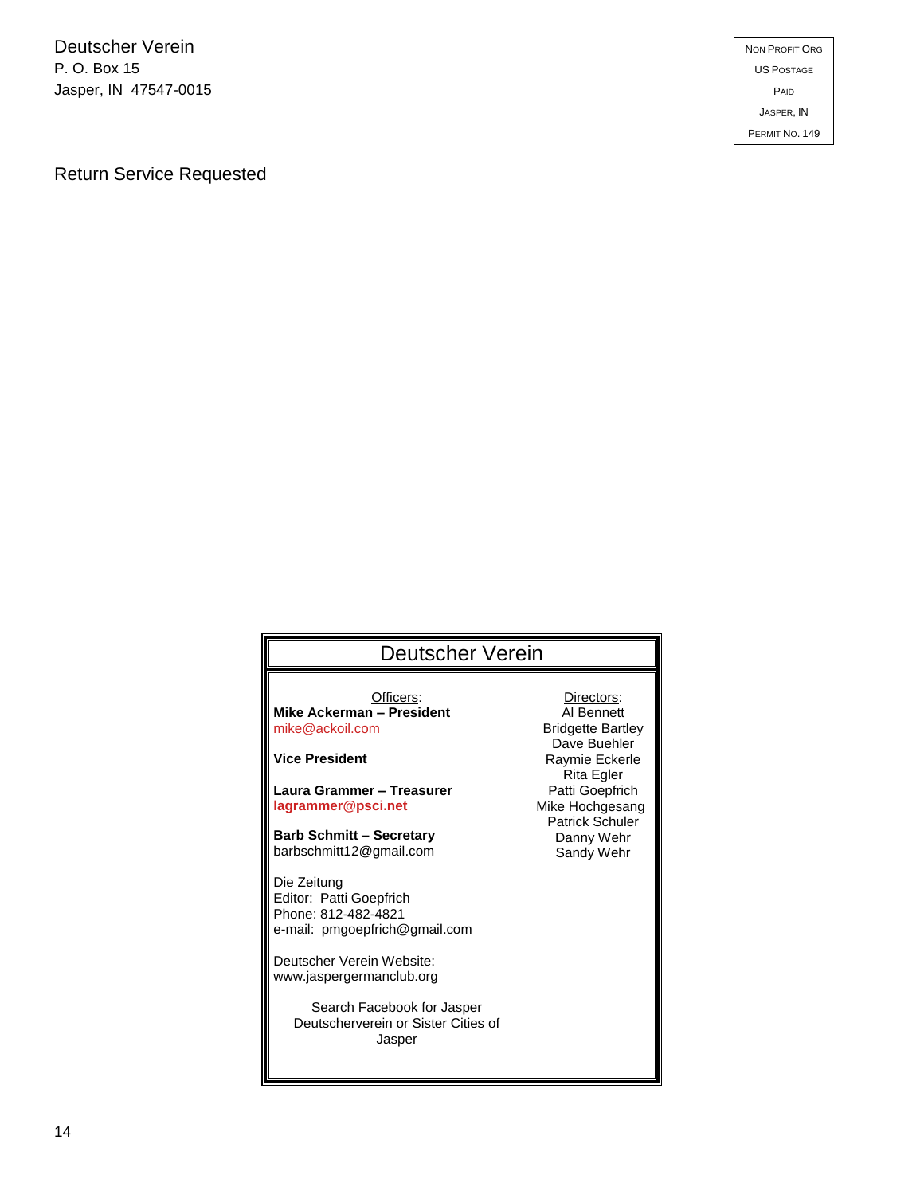Deutscher Verein
P. O. Box 15
Jasper, IN 47547-0015

Return Service Requested

NON PROFIT ORG
US POSTAGE
PAID
JASPER, IN
PERMIT NO. 149

## Deutscher Verein

Officers:

**Mike Ackerman – President**
mike@ackoil.com

**Vice President**

**Laura Grammer – Treasurer**
**lagrammer@psci.net**

**Barb Schmitt – Secretary**
barbschmitt12@gmail.com

Die Zeitung
Editor: Patti Goepfrich
Phone: 812-482-4821
e-mail: pmgoepfrich@gmail.com

Deutscher Verein Website:
www.jaspergermanclub.org

Search Facebook for Jasper Deutscherverein or Sister Cities of Jasper

Directors:

Al Bennett
Bridgette Bartley
Dave Buehler
Raymie Eckerle
Rita Egler
Patti Goepfrich
Mike Hochgesang
Patrick Schuler
Danny Wehr
Sandy Wehr